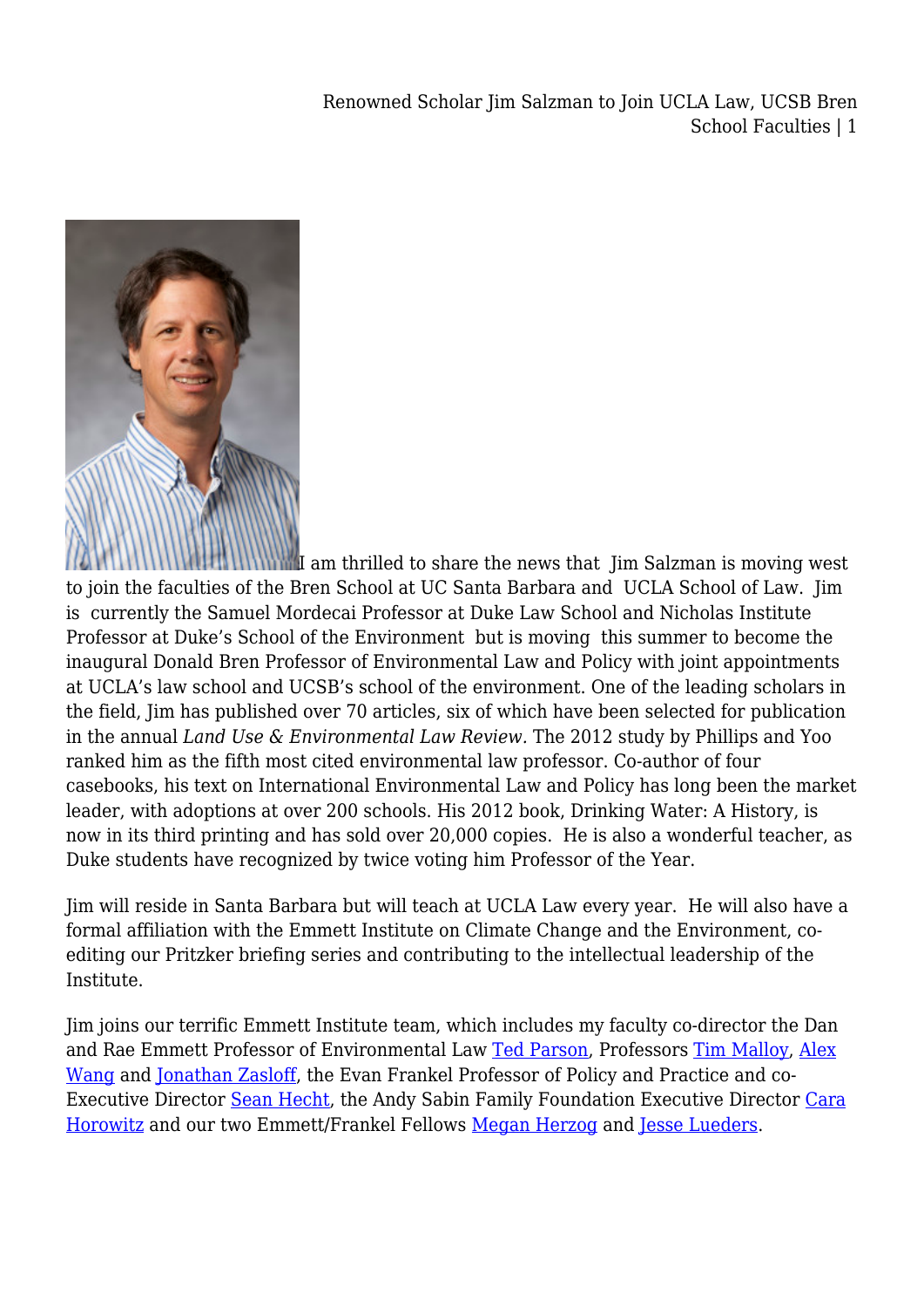I am thrilled to share the news that Jim Salzman is moving west to join the faculties of the Bren School at UC Santa Barbara and UCLA School of Law. Jim is currently the Samuel Mordecai Professor at Duke Law School and Nicholas Institute Professor at Duke's School of the Environment but is moving this summer to become the inaugural Donald Bren Professor of Environmental Law and Policy with joint appointments at UCLA's law school and UCSB's school of the environment. One of the leading scholars in the field, Jim has published over 70 articles, six of which have been selected for publication in the annual *Land Use & Environmental Law Review*. The 2012 study by Phillips and Yoo ranked him as the fifth most cited environmental law professor. Co-author of four casebooks, his text on International Environmental Law and Policy has long been the market leader, with adoptions at over 200 schools. His 2012 book, Drinking Water: A History, is now in its third printing and has sold over 20,000 copies. He is also a wonderful teacher, as Duke students have recognized by twice voting him Professor of the Year.

Jim will reside in Santa Barbara but will teach at UCLA Law every year. He will also have a formal affiliation with the Emmett Institute on Climate Change and the Environment, co-editing our Pritzker briefing series and contributing to the intellectual leadership of the Institute.

Jim joins our terrific Emmett Institute team, which includes my faculty co-director the Dan and Rae Emmett Professor of Environmental Law Ted Parson, Professors Tim Malloy, Alex Wang and Jonathan Zasloff, the Evan Frankel Professor of Policy and Practice and co-Executive Director Sean Hecht, the Andy Sabin Family Foundation Executive Director Cara Horowitz and our two Emmett/Frankel Fellows Megan Herzog and Jesse Lueders.